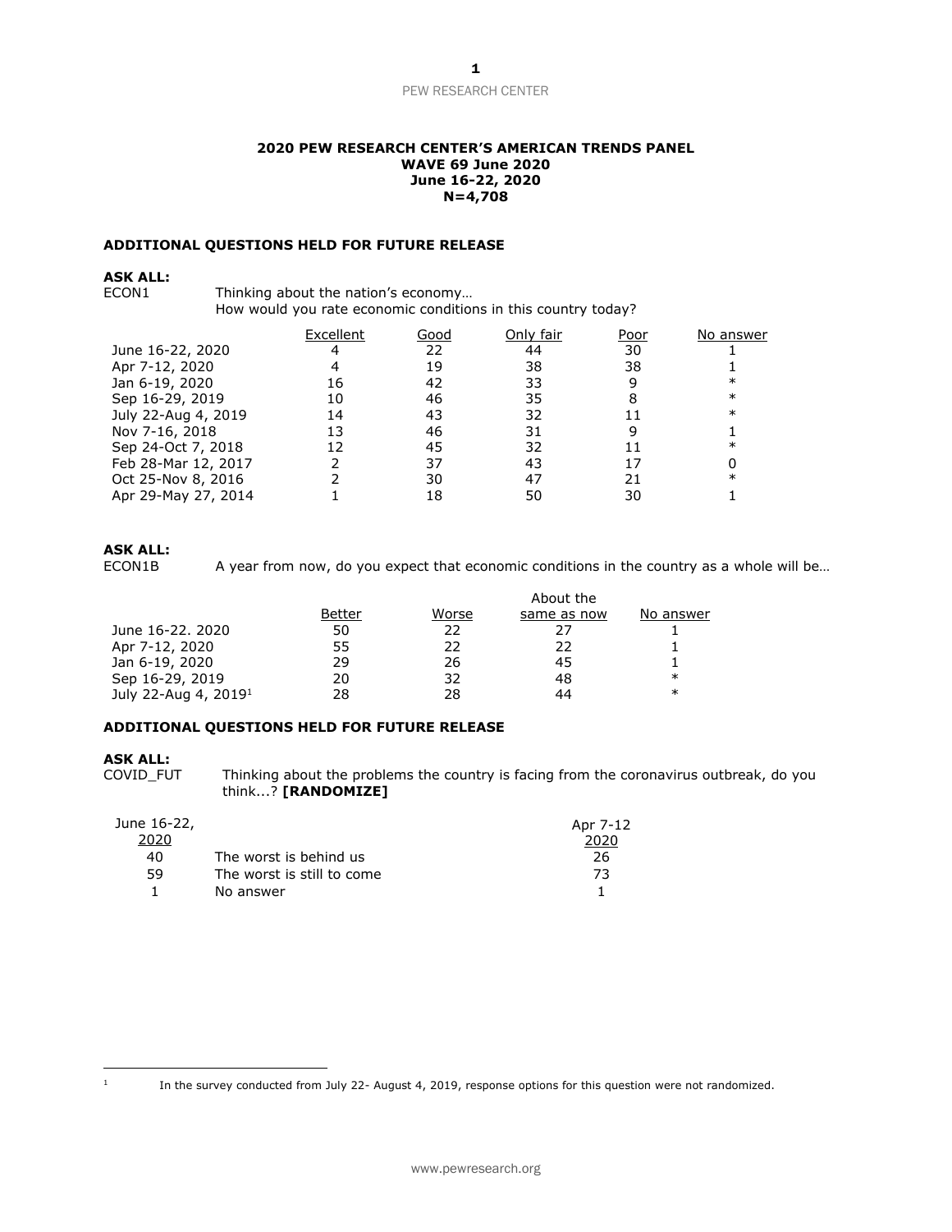**2020 PEW RESEARCH CENTER'S AMERICAN TRENDS PANEL**
**WAVE 69 June 2020**
**June 16-22, 2020**
**N=4,708**

**ADDITIONAL QUESTIONS HELD FOR FUTURE RELEASE**

**ASK ALL:**

ECON1 Thinking about the nation's economy…
How would you rate economic conditions in this country today?

| | Excellent | Good | Only fair | Poor | No answer |
|---|---|---|---|---|---|
| June 16-22, 2020 | 4 | 22 | 44 | 30 | 1 |
| Apr 7-12, 2020 | 4 | 19 | 38 | 38 | 1 |
| Jan 6-19, 2020 | 16 | 42 | 33 | 9 | * |
| Sep 16-29, 2019 | 10 | 46 | 35 | 8 | * |
| July 22-Aug 4, 2019 | 14 | 43 | 32 | 11 | * |
| Nov 7-16, 2018 | 13 | 46 | 31 | 9 | 1 |
| Sep 24-Oct 7, 2018 | 12 | 45 | 32 | 11 | * |
| Feb 28-Mar 12, 2017 | 2 | 37 | 43 | 17 | 0 |
| Oct 25-Nov 8, 2016 | 2 | 30 | 47 | 21 | * |
| Apr 29-May 27, 2014 | 1 | 18 | 50 | 30 | 1 |

**ASK ALL:**

ECON1B A year from now, do you expect that economic conditions in the country as a whole will be…

| | Better | Worse | About the same as now | No answer |
|---|---|---|---|---|
| June 16-22. 2020 | 50 | 22 | 27 | 1 |
| Apr 7-12, 2020 | 55 | 22 | 22 | 1 |
| Jan 6-19, 2020 | 29 | 26 | 45 | 1 |
| Sep 16-29, 2019 | 20 | 32 | 48 | * |
| July 22-Aug 4, 2019[1] | 28 | 28 | 44 | * |

**ADDITIONAL QUESTIONS HELD FOR FUTURE RELEASE**

**ASK ALL:**

COVID_FUT Thinking about the problems the country is facing from the coronavirus outbreak, do you think...? **[RANDOMIZE]**

| June 16-22, 2020 | | Apr 7-12 2020 |
|---|---|---|
| 40 | The worst is behind us | 26 |
| 59 | The worst is still to come | 73 |
| 1 | No answer | 1 |

[1] In the survey conducted from July 22- August 4, 2019, response options for this question were not randomized.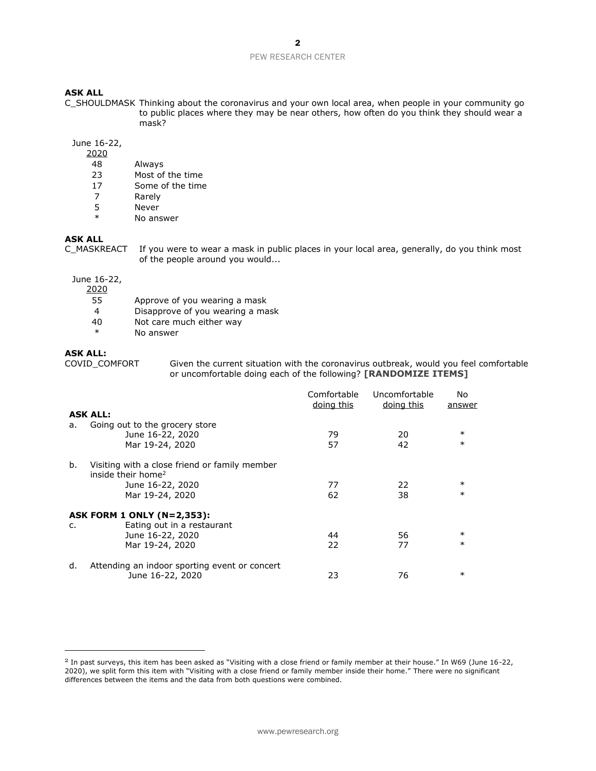**ASK ALL**

C_SHOULDMASK Thinking about the coronavirus and your own local area, when people in your community go to public places where they may be near others, how often do you think they should wear a mask?

| June 16-22, 2020 | |
|---|---|
| 48 | Always |
| 23 | Most of the time |
| 17 | Some of the time |
| 7 | Rarely |
| 5 | Never |
| * | No answer |

**ASK ALL**

C_MASKREACT If you were to wear a mask in public places in your local area, generally, do you think most of the people around you would...

| June 16-22, 2020 | |
|---|---|
| 55 | Approve of you wearing a mask |
| 4 | Disapprove of you wearing a mask |
| 40 | Not care much either way |
| * | No answer |

**ASK ALL:**

COVID_COMFORT Given the current situation with the coronavirus outbreak, would you feel comfortable or uncomfortable doing each of the following? **[RANDOMIZE ITEMS]**

| | Comfortable doing this | Uncomfortable doing this | No answer |
|---|---|---|---|
| **ASK ALL:** | | | |
| a. Going out to the grocery store | | | |
| June 16-22, 2020 | 79 | 20 | * |
| Mar 19-24, 2020 | 57 | 42 | * |
| b. Visiting with a close friend or family member inside their home[2] | | | |
| June 16-22, 2020 | 77 | 22 | * |
| Mar 19-24, 2020 | 62 | 38 | * |
| **ASK FORM 1 ONLY (N=2,353):** | | | |
| c. Eating out in a restaurant | | | |
| June 16-22, 2020 | 44 | 56 | * |
| Mar 19-24, 2020 | 22 | 77 | * |
| d. Attending an indoor sporting event or concert | | | |
| June 16-22, 2020 | 23 | 76 | * |

[2] In past surveys, this item has been asked as "Visiting with a close friend or family member at their house." In W69 (June 16-22, 2020), we split form this item with "Visiting with a close friend or family member inside their home." There were no significant differences between the items and the data from both questions were combined.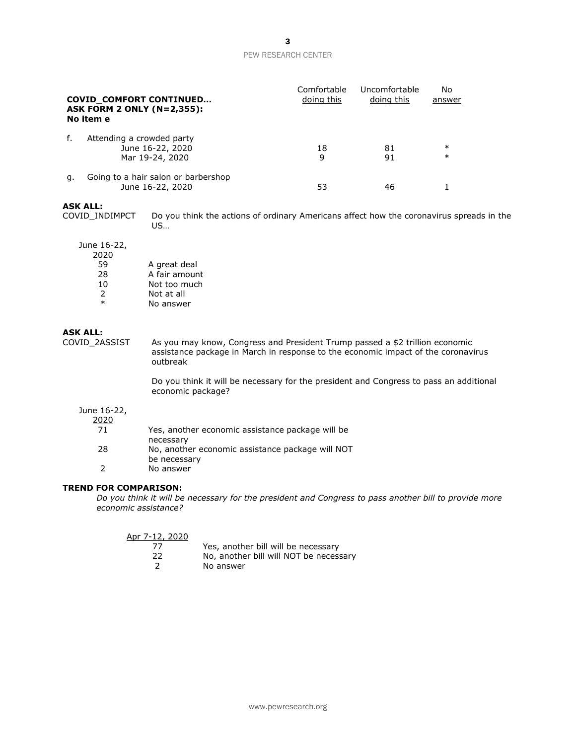**COVID_COMFORT CONTINUED…**
**ASK FORM 2 ONLY (N=2,355):**
**No item e**

| | | Comfortable doing this | Uncomfortable doing this | No answer |
|---|---|---|---|---|
| f. | Attending a crowded party | | | |
| | June 16-22, 2020 | 18 | 81 | * |
| | Mar 19-24, 2020 | 9 | 91 | * |
| g. | Going to a hair salon or barbershop | | | |
| | June 16-22, 2020 | 53 | 46 | 1 |

**ASK ALL:**

COVID_INDIMPCT Do you think the actions of ordinary Americans affect how the coronavirus spreads in the US…

| June 16-22, 2020 | |
|---|---|
| 59 | A great deal |
| 28 | A fair amount |
| 10 | Not too much |
| 2 | Not at all |
| * | No answer |

**ASK ALL:**

COVID_2ASSIST As you may know, Congress and President Trump passed a $2 trillion economic assistance package in March in response to the economic impact of the coronavirus outbreak

Do you think it will be necessary for the president and Congress to pass an additional economic package?

| June 16-22, 2020 | |
|---|---|
| 71 | Yes, another economic assistance package will be necessary |
| 28 | No, another economic assistance package will NOT be necessary |
| 2 | No answer |

**TREND FOR COMPARISON:**

*Do you think it will be necessary for the president and Congress to pass another bill to provide more economic assistance?*

| Apr 7-12, 2020 | |
|---|---|
| 77 | Yes, another bill will be necessary |
| 22 | No, another bill will NOT be necessary |
| 2 | No answer |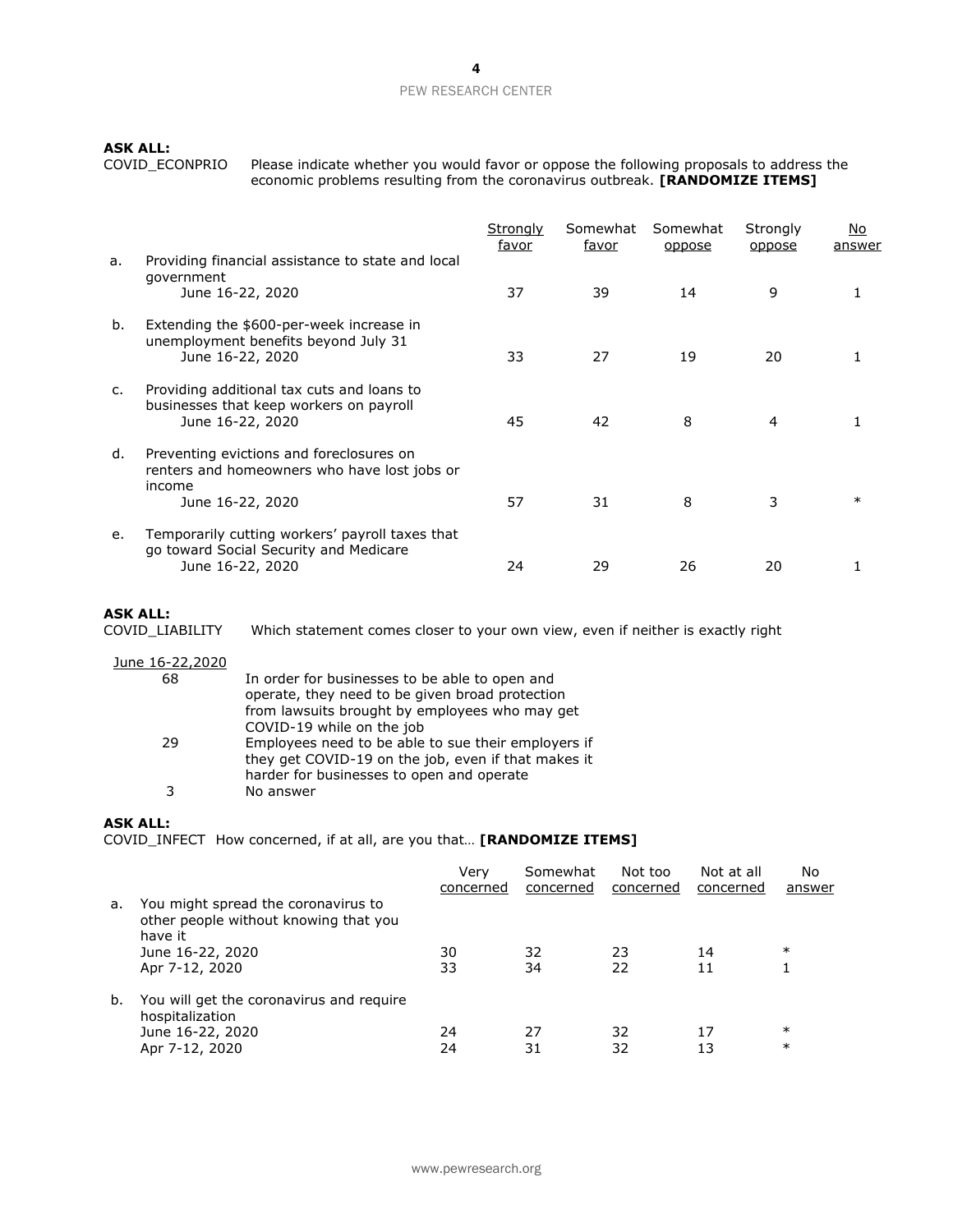**ASK ALL:**
COVID_ECONPRIO Please indicate whether you would favor or oppose the following proposals to address the economic problems resulting from the coronavirus outbreak. **[RANDOMIZE ITEMS]**

| | | Strongly favor | Somewhat favor | Somewhat oppose | Strongly oppose | No answer |
|---|---|---|---|---|---|---|
| a. | Providing financial assistance to state and local government | | | | | |
| | June 16-22, 2020 | 37 | 39 | 14 | 9 | 1 |
| b. | Extending the $600-per-week increase in unemployment benefits beyond July 31 | | | | | |
| | June 16-22, 2020 | 33 | 27 | 19 | 20 | 1 |
| c. | Providing additional tax cuts and loans to businesses that keep workers on payroll | | | | | |
| | June 16-22, 2020 | 45 | 42 | 8 | 4 | 1 |
| d. | Preventing evictions and foreclosures on renters and homeowners who have lost jobs or income | | | | | |
| | June 16-22, 2020 | 57 | 31 | 8 | 3 | * |
| e. | Temporarily cutting workers' payroll taxes that go toward Social Security and Medicare | | | | | |
| | June 16-22, 2020 | 24 | 29 | 26 | 20 | 1 |

**ASK ALL:**
COVID_LIABILITY Which statement comes closer to your own view, even if neither is exactly right

| June 16-22,2020 | |
|---|---|
| 68 | In order for businesses to be able to open and operate, they need to be given broad protection from lawsuits brought by employees who may get COVID-19 while on the job |
| 29 | Employees need to be able to sue their employers if they get COVID-19 on the job, even if that makes it harder for businesses to open and operate |
| 3 | No answer |

**ASK ALL:**
COVID_INFECT How concerned, if at all, are you that… **[RANDOMIZE ITEMS]**

| | | Very concerned | Somewhat concerned | Not too concerned | Not at all concerned | No answer |
|---|---|---|---|---|---|---|
| a. | You might spread the coronavirus to other people without knowing that you have it | | | | | |
| | June 16-22, 2020 | 30 | 32 | 23 | 14 | * |
| | Apr 7-12, 2020 | 33 | 34 | 22 | 11 | 1 |
| b. | You will get the coronavirus and require hospitalization | | | | | |
| | June 16-22, 2020 | 24 | 27 | 32 | 17 | * |
| | Apr 7-12, 2020 | 24 | 31 | 32 | 13 | * |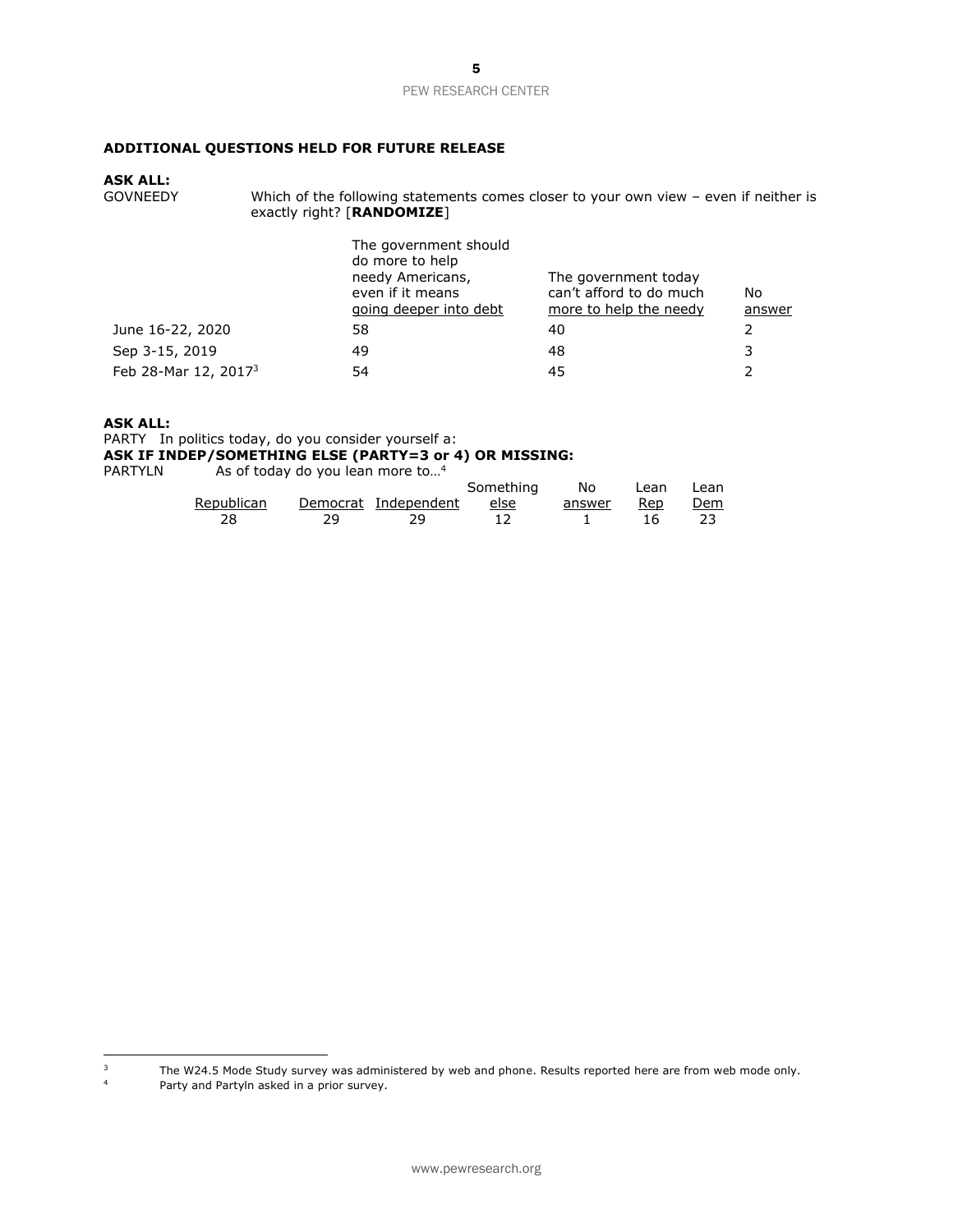**ADDITIONAL QUESTIONS HELD FOR FUTURE RELEASE**

**ASK ALL:**

GOVNEEDY Which of the following statements comes closer to your own view – even if neither is exactly right? [**RANDOMIZE**]

| | The government should do more to help needy Americans, even if it means going deeper into debt | The government today can't afford to do much more to help the needy | No answer |
|---|---|---|---|
| June 16-22, 2020 | 58 | 40 | 2 |
| Sep 3-15, 2019 | 49 | 48 | 3 |
| Feb 28-Mar 12, 2017[3] | 54 | 45 | 2 |

**ASK ALL:**

PARTY In politics today, do you consider yourself a:

**ASK IF INDEP/SOMETHING ELSE (PARTY=3 or 4) OR MISSING:**

PARTYLN As of today do you lean more to…[4]

| Republican | Democrat | Independent | Something else | No answer | Lean Rep | Lean Dem |
|---|---|---|---|---|---|---|
| 28 | 29 | 29 | 12 | 1 | 16 | 23 |

---

[3] The W24.5 Mode Study survey was administered by web and phone. Results reported here are from web mode only.

[4] Party and Partyln asked in a prior survey.